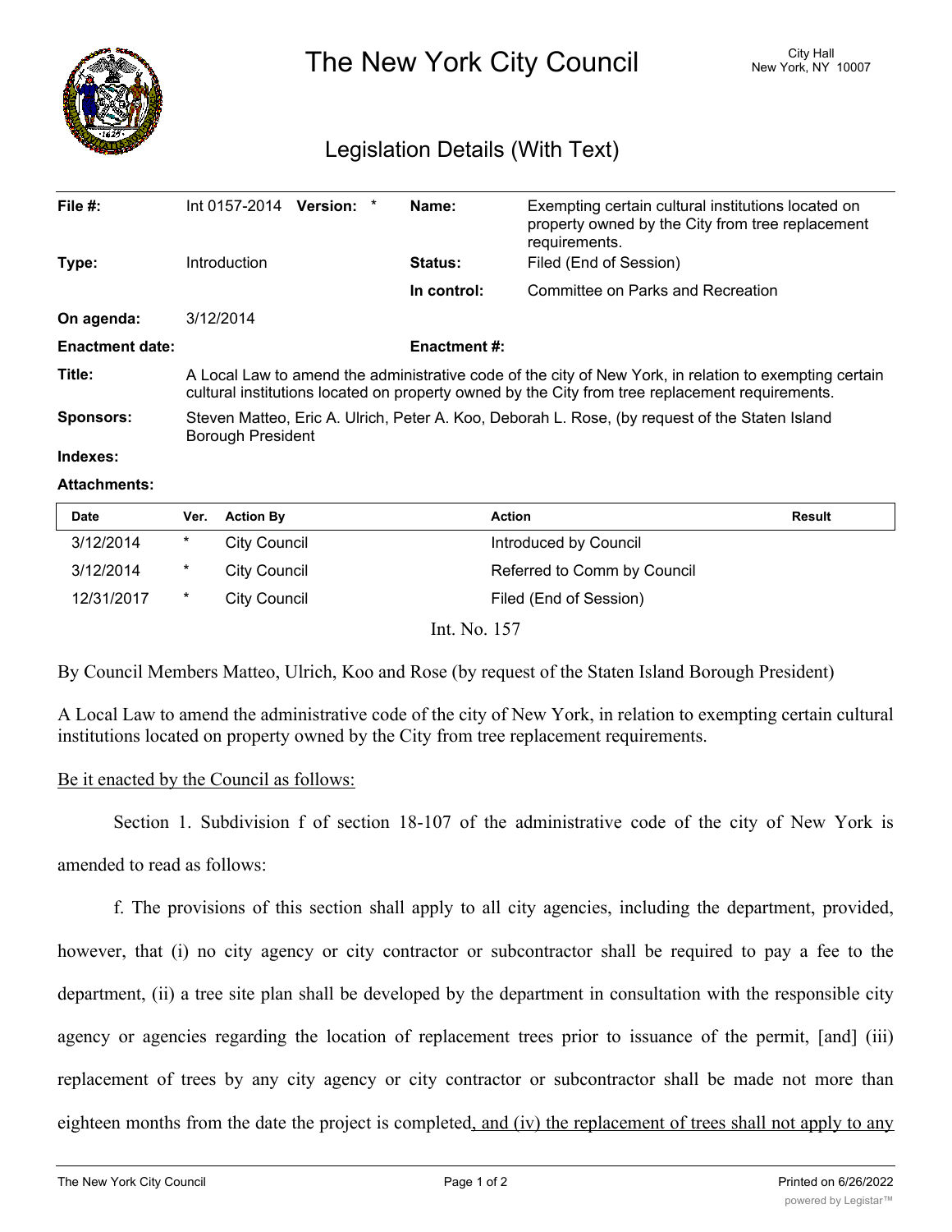# The New York City Council

City Hall
New York, NY 10007

## Legislation Details (With Text)

| | | | |
|---|---|---|---|
| **File #:** | Int 0157-2014 **Version:** * | **Name:** | Exempting certain cultural institutions located on property owned by the City from tree replacement requirements. |
| **Type:** | Introduction | **Status:** | Filed (End of Session) |
| | | **In control:** | Committee on Parks and Recreation |
| **On agenda:** | 3/12/2014 | | |
| **Enactment date:** | | **Enactment #:** | |

**Title:** A Local Law to amend the administrative code of the city of New York, in relation to exempting certain cultural institutions located on property owned by the City from tree replacement requirements.

**Sponsors:** Steven Matteo, Eric A. Ulrich, Peter A. Koo, Deborah L. Rose, (by request of the Staten Island Borough President

**Indexes:**

**Attachments:**

| Date | Ver. | Action By | Action | Result |
|---|---|---|---|---|
| 3/12/2014 | * | City Council | Introduced by Council | |
| 3/12/2014 | * | City Council | Referred to Comm by Council | |
| 12/31/2017 | * | City Council | Filed (End of Session) | |

Int. No. 157

By Council Members Matteo, Ulrich, Koo and Rose (by request of the Staten Island Borough President)

A Local Law to amend the administrative code of the city of New York, in relation to exempting certain cultural institutions located on property owned by the City from tree replacement requirements.

Be it enacted by the Council as follows:

Section 1. Subdivision f of section 18-107 of the administrative code of the city of New York is amended to read as follows:

f. The provisions of this section shall apply to all city agencies, including the department, provided, however, that (i) no city agency or city contractor or subcontractor shall be required to pay a fee to the department, (ii) a tree site plan shall be developed by the department in consultation with the responsible city agency or agencies regarding the location of replacement trees prior to issuance of the permit, [and] (iii) replacement of trees by any city agency or city contractor or subcontractor shall be made not more than eighteen months from the date the project is completed, and (iv) the replacement of trees shall not apply to any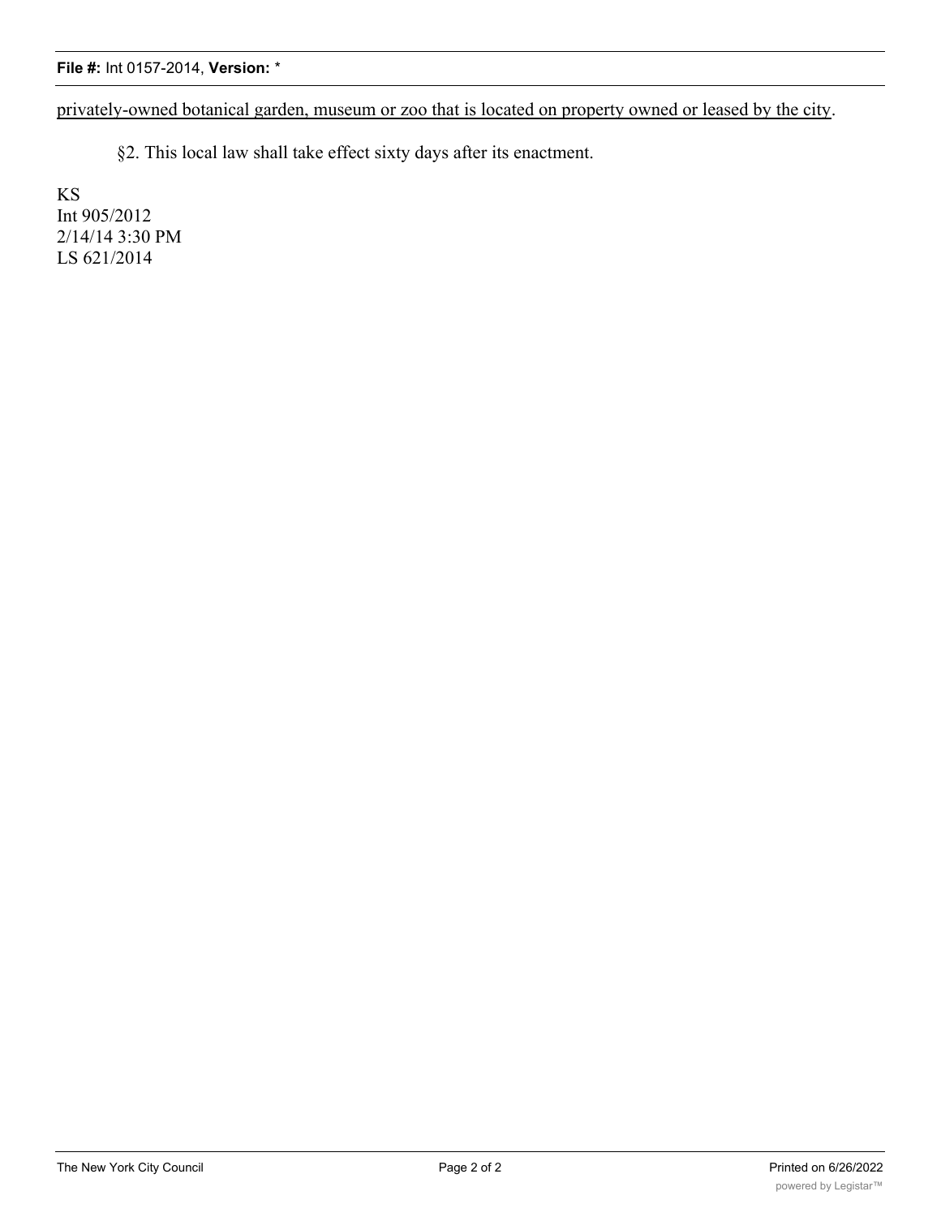<u>privately-owned botanical garden, museum or zoo that is located on property owned or leased by the city</u>.

§2. This local law shall take effect sixty days after its enactment.

KS
Int 905/2012
2/14/14 3:30 PM
LS 621/2014